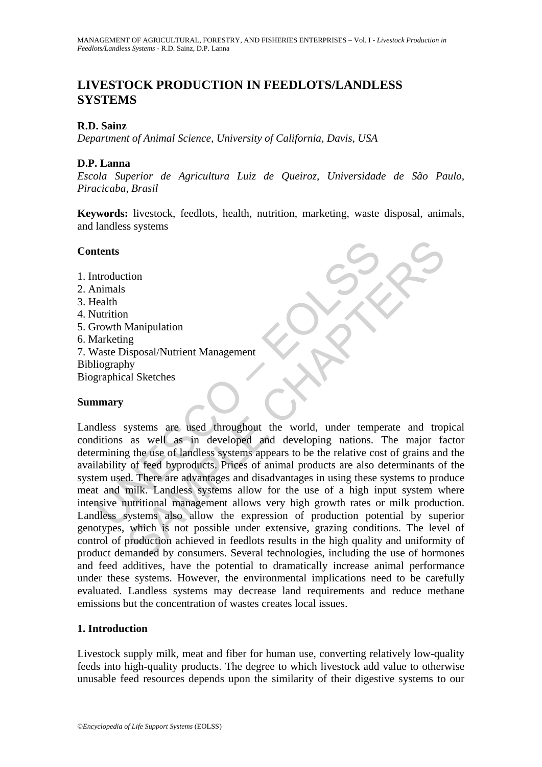# LIVESTOCK PRODUCTION IN FEEDLOTS/LANDLESS SYSTEMS

**R.D. Sainz**

*Department of Animal Science, University of California, Davis, USA*

**D.P. Lanna**

*Escola Superior de Agricultura Luiz de Queiroz, Universidade de São Paulo, Piracicaba, Brasil*

**Keywords:** livestock, feedlots, health, nutrition, marketing, waste disposal, animals, and landless systems

## Contents

1. Introduction
2. Animals
3. Health
4. Nutrition
5. Growth Manipulation
6. Marketing
7. Waste Disposal/Nutrient Management

Bibliography
Biographical Sketches

## Summary

Landless systems are used throughout the world, under temperate and tropical conditions as well as in developed and developing nations. The major factor determining the use of landless systems appears to be the relative cost of grains and the availability of feed byproducts. Prices of animal products are also determinants of the system used. There are advantages and disadvantages in using these systems to produce meat and milk. Landless systems allow for the use of a high input system where intensive nutritional management allows very high growth rates or milk production. Landless systems also allow the expression of production potential by superior genotypes, which is not possible under extensive, grazing conditions. The level of control of production achieved in feedlots results in the high quality and uniformity of product demanded by consumers. Several technologies, including the use of hormones and feed additives, have the potential to dramatically increase animal performance under these systems. However, the environmental implications need to be carefully evaluated. Landless systems may decrease land requirements and reduce methane emissions but the concentration of wastes creates local issues.

## 1. Introduction

Livestock supply milk, meat and fiber for human use, converting relatively low-quality feeds into high-quality products. The degree to which livestock add value to otherwise unusable feed resources depends upon the similarity of their digestive systems to our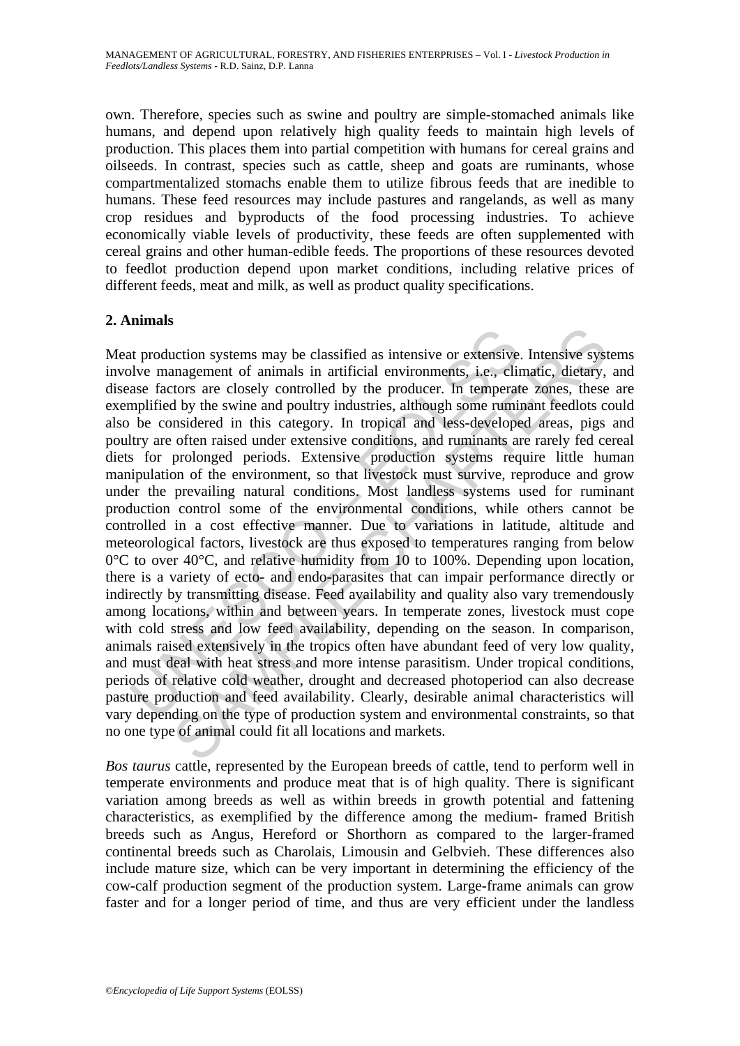own. Therefore, species such as swine and poultry are simple-stomached animals like humans, and depend upon relatively high quality feeds to maintain high levels of production. This places them into partial competition with humans for cereal grains and oilseeds. In contrast, species such as cattle, sheep and goats are ruminants, whose compartmentalized stomachs enable them to utilize fibrous feeds that are inedible to humans. These feed resources may include pastures and rangelands, as well as many crop residues and byproducts of the food processing industries. To achieve economically viable levels of productivity, these feeds are often supplemented with cereal grains and other human-edible feeds. The proportions of these resources devoted to feedlot production depend upon market conditions, including relative prices of different feeds, meat and milk, as well as product quality specifications.

## 2. Animals

Meat production systems may be classified as intensive or extensive. Intensive systems involve management of animals in artificial environments, i.e., climatic, dietary, and disease factors are closely controlled by the producer. In temperate zones, these are exemplified by the swine and poultry industries, although some ruminant feedlots could also be considered in this category. In tropical and less-developed areas, pigs and poultry are often raised under extensive conditions, and ruminants are rarely fed cereal diets for prolonged periods. Extensive production systems require little human manipulation of the environment, so that livestock must survive, reproduce and grow under the prevailing natural conditions. Most landless systems used for ruminant production control some of the environmental conditions, while others cannot be controlled in a cost effective manner. Due to variations in latitude, altitude and meteorological factors, livestock are thus exposed to temperatures ranging from below 0°C to over 40°C, and relative humidity from 10 to 100%. Depending upon location, there is a variety of ecto- and endo-parasites that can impair performance directly or indirectly by transmitting disease. Feed availability and quality also vary tremendously among locations, within and between years. In temperate zones, livestock must cope with cold stress and low feed availability, depending on the season. In comparison, animals raised extensively in the tropics often have abundant feed of very low quality, and must deal with heat stress and more intense parasitism. Under tropical conditions, periods of relative cold weather, drought and decreased photoperiod can also decrease pasture production and feed availability. Clearly, desirable animal characteristics will vary depending on the type of production system and environmental constraints, so that no one type of animal could fit all locations and markets.

*Bos taurus* cattle, represented by the European breeds of cattle, tend to perform well in temperate environments and produce meat that is of high quality. There is significant variation among breeds as well as within breeds in growth potential and fattening characteristics, as exemplified by the difference among the medium- framed British breeds such as Angus, Hereford or Shorthorn as compared to the larger-framed continental breeds such as Charolais, Limousin and Gelbvieh. These differences also include mature size, which can be very important in determining the efficiency of the cow-calf production segment of the production system. Large-frame animals can grow faster and for a longer period of time, and thus are very efficient under the landless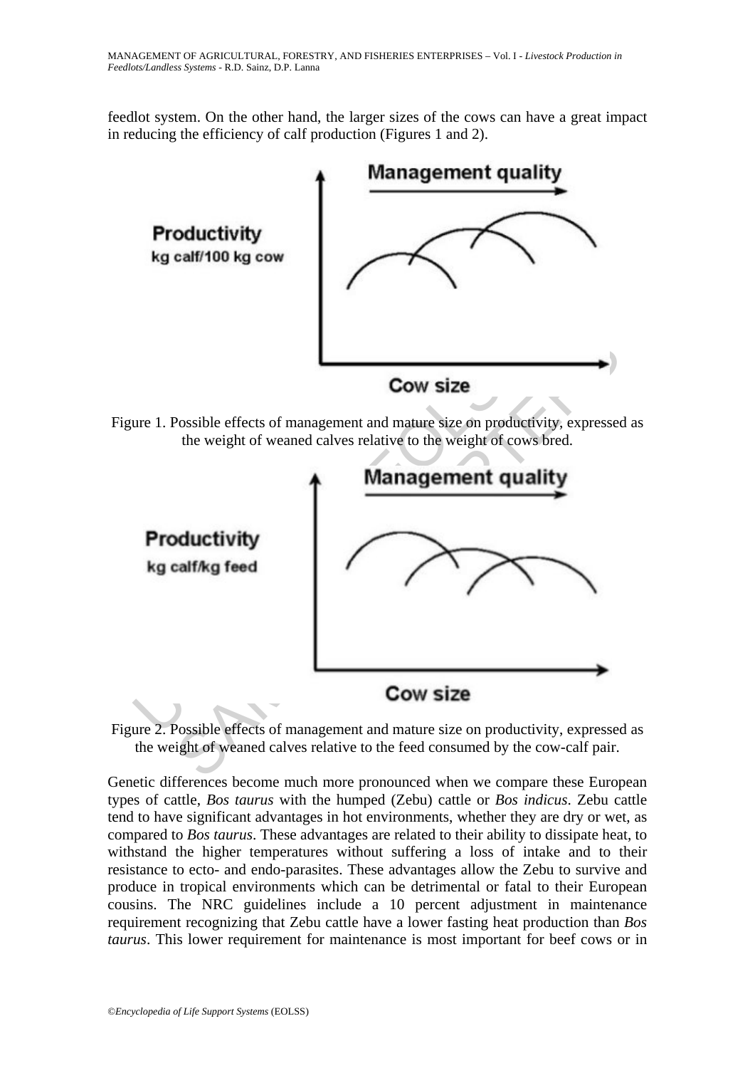feedlot system. On the other hand, the larger sizes of the cows can have a great impact in reducing the efficiency of calf production (Figures 1 and 2).

Figure 1. Possible effects of management and mature size on productivity, expressed as the weight of weaned calves relative to the weight of cows bred.

Figure 2. Possible effects of management and mature size on productivity, expressed as the weight of weaned calves relative to the feed consumed by the cow-calf pair.

Genetic differences become much more pronounced when we compare these European types of cattle, *Bos taurus* with the humped (Zebu) cattle or *Bos indicus*. Zebu cattle tend to have significant advantages in hot environments, whether they are dry or wet, as compared to *Bos taurus*. These advantages are related to their ability to dissipate heat, to withstand the higher temperatures without suffering a loss of intake and to their resistance to ecto- and endo-parasites. These advantages allow the Zebu to survive and produce in tropical environments which can be detrimental or fatal to their European cousins. The NRC guidelines include a 10 percent adjustment in maintenance requirement recognizing that Zebu cattle have a lower fasting heat production than *Bos taurus*. This lower requirement for maintenance is most important for beef cows or in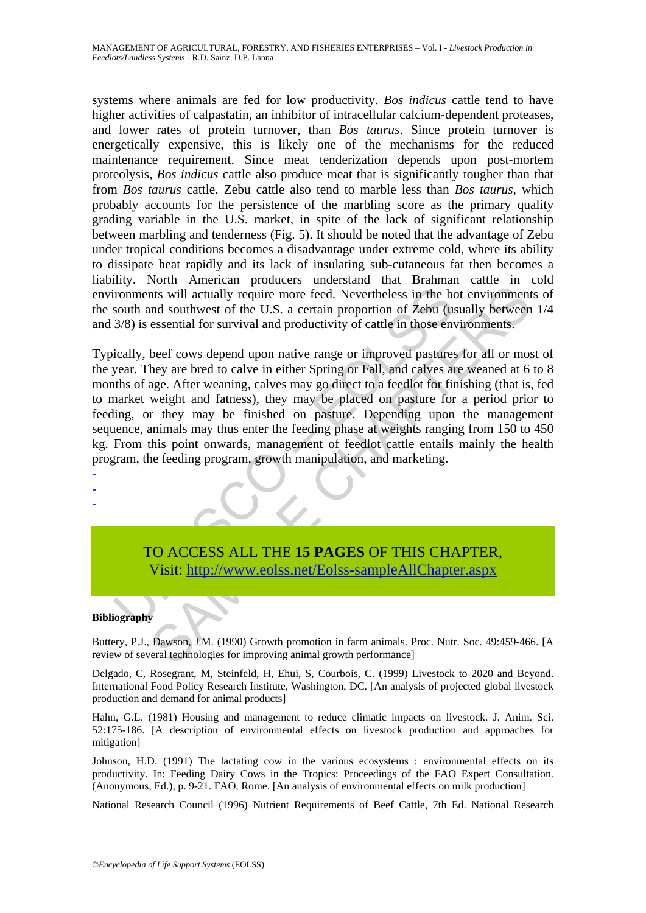systems where animals are fed for low productivity. *Bos indicus* cattle tend to have higher activities of calpastatin, an inhibitor of intracellular calcium-dependent proteases, and lower rates of protein turnover, than *Bos taurus*. Since protein turnover is energetically expensive, this is likely one of the mechanisms for the reduced maintenance requirement. Since meat tenderization depends upon post-mortem proteolysis, *Bos indicus* cattle also produce meat that is significantly tougher than that from *Bos taurus* cattle. Zebu cattle also tend to marble less than *Bos taurus*, which probably accounts for the persistence of the marbling score as the primary quality grading variable in the U.S. market, in spite of the lack of significant relationship between marbling and tenderness (Fig. 5). It should be noted that the advantage of Zebu under tropical conditions becomes a disadvantage under extreme cold, where its ability to dissipate heat rapidly and its lack of insulating sub-cutaneous fat then becomes a liability. North American producers understand that Brahman cattle in cold environments will actually require more feed. Nevertheless in the hot environments of the south and southwest of the U.S. a certain proportion of Zebu (usually between 1/4 and 3/8) is essential for survival and productivity of cattle in those environments.

Typically, beef cows depend upon native range or improved pastures for all or most of the year. They are bred to calve in either Spring or Fall, and calves are weaned at 6 to 8 months of age. After weaning, calves may go direct to a feedlot for finishing (that is, fed to market weight and fatness), they may be placed on pasture for a period prior to feeding, or they may be finished on pasture. Depending upon the management sequence, animals may thus enter the feeding phase at weights ranging from 150 to 450 kg. From this point onwards, management of feedlot cattle entails mainly the health program, the feeding program, growth manipulation, and marketing.

-
-
-

TO ACCESS ALL THE **15 PAGES** OF THIS CHAPTER,
Visit: [http://www.eolss.net/Eolss-sampleAllChapter.aspx](http://www.eolss.net/Eolss-sampleAllChapter.aspx)

**Bibliography**

Buttery, P.J., Dawson, J.M. (1990) Growth promotion in farm animals. Proc. Nutr. Soc. 49:459-466. [A review of several technologies for improving animal growth performance]

Delgado, C, Rosegrant, M, Steinfeld, H, Ehui, S, Courbois, C. (1999) Livestock to 2020 and Beyond. International Food Policy Research Institute, Washington, DC. [An analysis of projected global livestock production and demand for animal products]

Hahn, G.L. (1981) Housing and management to reduce climatic impacts on livestock. J. Anim. Sci. 52:175-186. [A description of environmental effects on livestock production and approaches for mitigation]

Johnson, H.D. (1991) The lactating cow in the various ecosystems : environmental effects on its productivity. In: Feeding Dairy Cows in the Tropics: Proceedings of the FAO Expert Consultation. (Anonymous, Ed.), p. 9-21. FAO, Rome. [An analysis of environmental effects on milk production]

National Research Council (1996) Nutrient Requirements of Beef Cattle, 7th Ed. National Research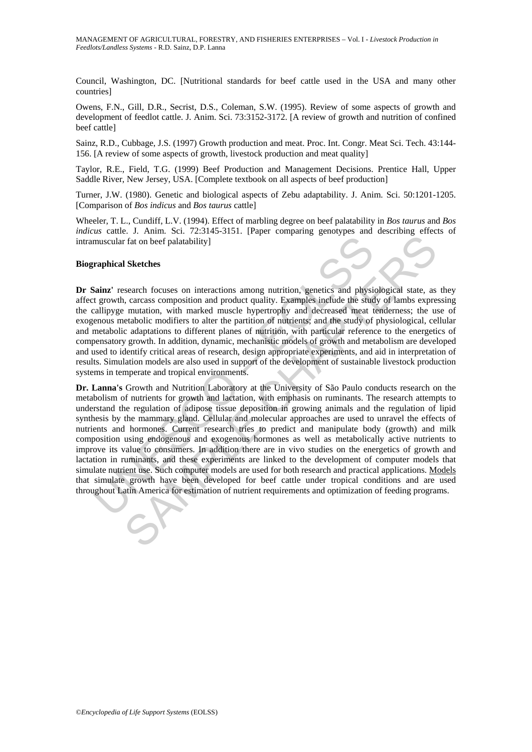Council, Washington, DC. [Nutritional standards for beef cattle used in the USA and many other countries]

Owens, F.N., Gill, D.R., Secrist, D.S., Coleman, S.W. (1995). Review of some aspects of growth and development of feedlot cattle. J. Anim. Sci. 73:3152-3172. [A review of growth and nutrition of confined beef cattle]

Sainz, R.D., Cubbage, J.S. (1997) Growth production and meat. Proc. Int. Congr. Meat Sci. Tech. 43:144-156. [A review of some aspects of growth, livestock production and meat quality]

Taylor, R.E., Field, T.G. (1999) Beef Production and Management Decisions. Prentice Hall, Upper Saddle River, New Jersey, USA. [Complete textbook on all aspects of beef production]

Turner, J.W. (1980). Genetic and biological aspects of Zebu adaptability. J. Anim. Sci. 50:1201-1205. [Comparison of *Bos indicus* and *Bos taurus* cattle]

Wheeler, T. L., Cundiff, L.V. (1994). Effect of marbling degree on beef palatability in *Bos taurus* and *Bos indicus* cattle. J. Anim. Sci. 72:3145-3151. [Paper comparing genotypes and describing effects of intramuscular fat on beef palatability]

**Biographical Sketches**

**Dr Sainz'** research focuses on interactions among nutrition, genetics and physiological state, as they affect growth, carcass composition and product quality. Examples include the study of lambs expressing the callipyge mutation, with marked muscle hypertrophy and decreased meat tenderness; the use of exogenous metabolic modifiers to alter the partition of nutrients; and the study of physiological, cellular and metabolic adaptations to different planes of nutrition, with particular reference to the energetics of compensatory growth. In addition, dynamic, mechanistic models of growth and metabolism are developed and used to identify critical areas of research, design appropriate experiments, and aid in interpretation of results. Simulation models are also used in support of the development of sustainable livestock production systems in temperate and tropical environments.

**Dr. Lanna's** Growth and Nutrition Laboratory at the University of São Paulo conducts research on the metabolism of nutrients for growth and lactation, with emphasis on ruminants. The research attempts to understand the regulation of adipose tissue deposition in growing animals and the regulation of lipid synthesis by the mammary gland. Cellular and molecular approaches are used to unravel the effects of nutrients and hormones. Current research tries to predict and manipulate body (growth) and milk composition using endogenous and exogenous hormones as well as metabolically active nutrients to improve its value to consumers. In addition there are in vivo studies on the energetics of growth and lactation in ruminants, and these experiments are linked to the development of computer models that simulate nutrient use. Such computer models are used for both research and practical applications. Models that simulate growth have been developed for beef cattle under tropical conditions and are used throughout Latin America for estimation of nutrient requirements and optimization of feeding programs.